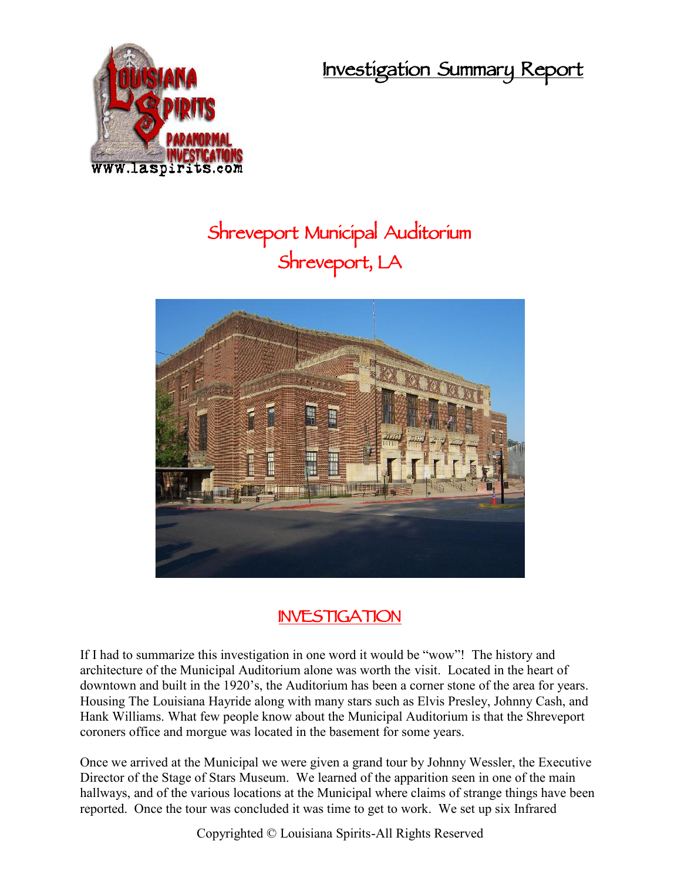# Investigation Summary Report

## Shreveport Municipal Auditorium
## Shreveport, LA

## INVESTIGATION

If I had to summarize this investigation in one word it would be "wow"! The history and architecture of the Municipal Auditorium alone was worth the visit. Located in the heart of downtown and built in the 1920's, the Auditorium has been a corner stone of the area for years. Housing The Louisiana Hayride along with many stars such as Elvis Presley, Johnny Cash, and Hank Williams. What few people know about the Municipal Auditorium is that the Shreveport coroners office and morgue was located in the basement for some years.

Once we arrived at the Municipal we were given a grand tour by Johnny Wessler, the Executive Director of the Stage of Stars Museum. We learned of the apparition seen in one of the main hallways, and of the various locations at the Municipal where claims of strange things have been reported. Once the tour was concluded it was time to get to work. We set up six Infrared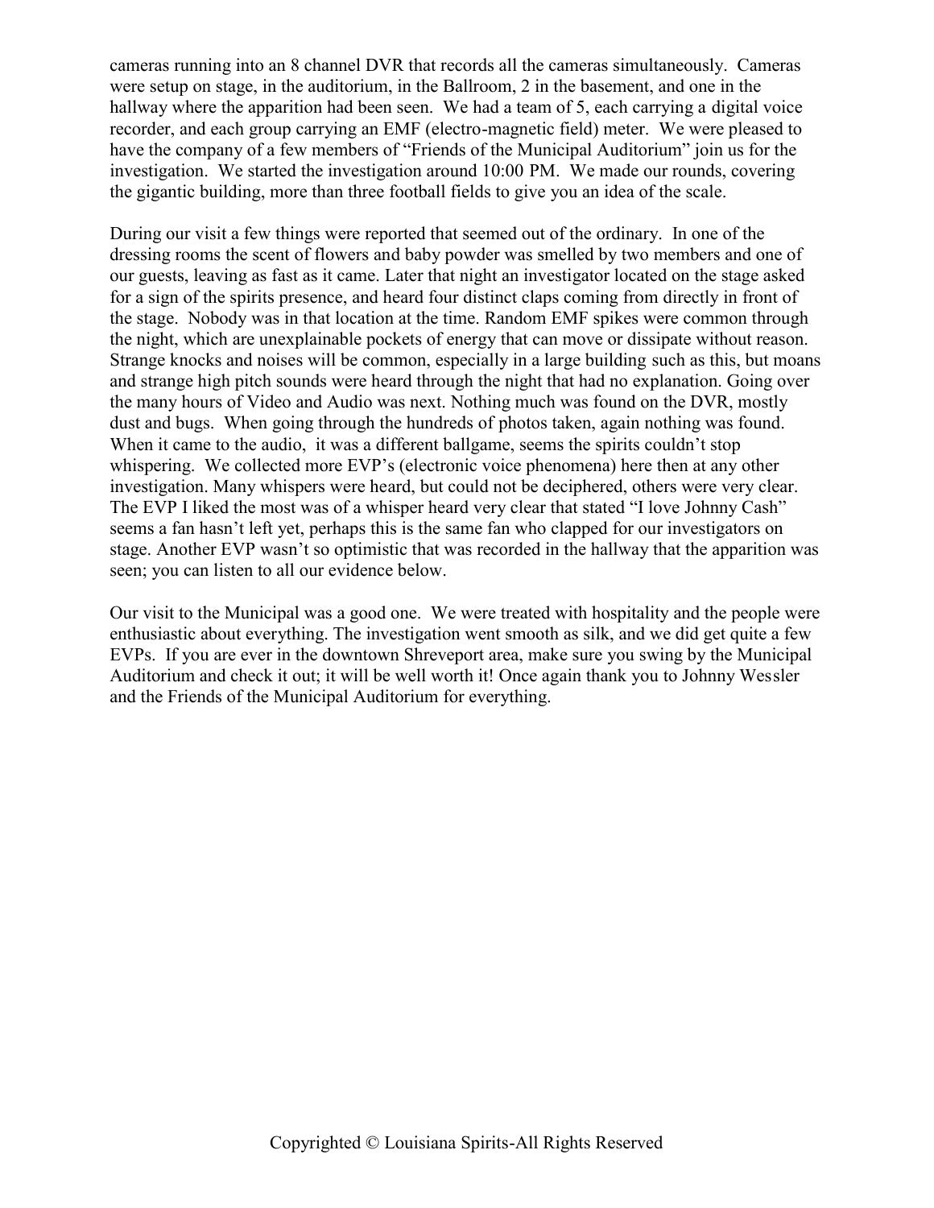cameras running into an 8 channel DVR that records all the cameras simultaneously. Cameras were setup on stage, in the auditorium, in the Ballroom, 2 in the basement, and one in the hallway where the apparition had been seen. We had a team of 5, each carrying a digital voice recorder, and each group carrying an EMF (electro-magnetic field) meter. We were pleased to have the company of a few members of "Friends of the Municipal Auditorium" join us for the investigation. We started the investigation around 10:00 PM. We made our rounds, covering the gigantic building, more than three football fields to give you an idea of the scale.

During our visit a few things were reported that seemed out of the ordinary. In one of the dressing rooms the scent of flowers and baby powder was smelled by two members and one of our guests, leaving as fast as it came. Later that night an investigator located on the stage asked for a sign of the spirits presence, and heard four distinct claps coming from directly in front of the stage. Nobody was in that location at the time. Random EMF spikes were common through the night, which are unexplainable pockets of energy that can move or dissipate without reason. Strange knocks and noises will be common, especially in a large building such as this, but moans and strange high pitch sounds were heard through the night that had no explanation. Going over the many hours of Video and Audio was next. Nothing much was found on the DVR, mostly dust and bugs. When going through the hundreds of photos taken, again nothing was found. When it came to the audio, it was a different ballgame, seems the spirits couldn't stop whispering. We collected more EVP's (electronic voice phenomena) here then at any other investigation. Many whispers were heard, but could not be deciphered, others were very clear. The EVP I liked the most was of a whisper heard very clear that stated "I love Johnny Cash" seems a fan hasn't left yet, perhaps this is the same fan who clapped for our investigators on stage. Another EVP wasn't so optimistic that was recorded in the hallway that the apparition was seen; you can listen to all our evidence below.

Our visit to the Municipal was a good one. We were treated with hospitality and the people were enthusiastic about everything. The investigation went smooth as silk, and we did get quite a few EVPs. If you are ever in the downtown Shreveport area, make sure you swing by the Municipal Auditorium and check it out; it will be well worth it! Once again thank you to Johnny Wessler and the Friends of the Municipal Auditorium for everything.

Copyrighted © Louisiana Spirits-All Rights Reserved